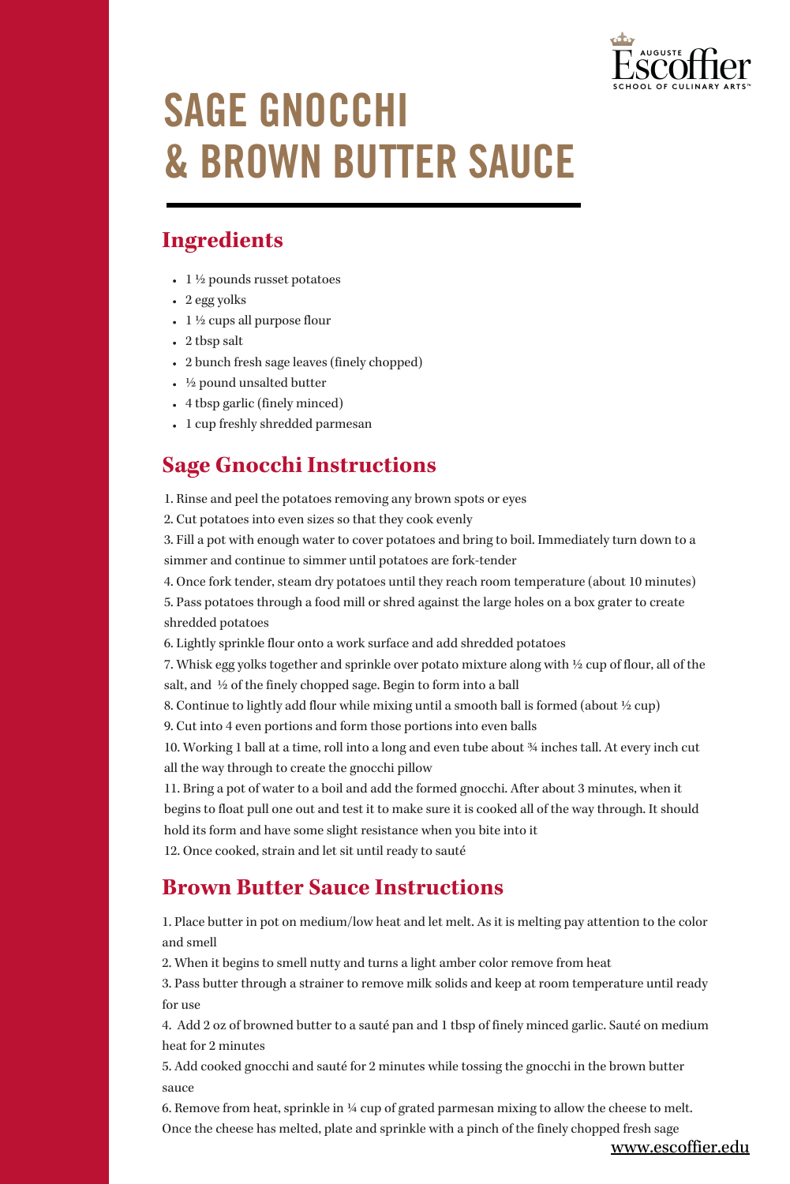# SAGE GNOCCHI & BROWN BUTTER SAUCE

## Ingredients

- 1 ½ pounds russet potatoes
- 2 egg yolks
- 1 ½ cups all purpose flour
- 2 tbsp salt
- 2 bunch fresh sage leaves (finely chopped)
- ½ pound unsalted butter
- 4 tbsp garlic (finely minced)
- 1 cup freshly shredded parmesan

## Sage Gnocchi Instructions

1. Rinse and peel the potatoes removing any brown spots or eyes
2. Cut potatoes into even sizes so that they cook evenly
3. Fill a pot with enough water to cover potatoes and bring to boil. Immediately turn down to a simmer and continue to simmer until potatoes are fork-tender
4. Once fork tender, steam dry potatoes until they reach room temperature (about 10 minutes)
5. Pass potatoes through a food mill or shred against the large holes on a box grater to create shredded potatoes
6. Lightly sprinkle flour onto a work surface and add shredded potatoes
7. Whisk egg yolks together and sprinkle over potato mixture along with ½ cup of flour, all of the salt, and ½ of the finely chopped sage. Begin to form into a ball
8. Continue to lightly add flour while mixing until a smooth ball is formed (about ½ cup)
9. Cut into 4 even portions and form those portions into even balls
10. Working 1 ball at a time, roll into a long and even tube about ¾ inches tall. At every inch cut all the way through to create the gnocchi pillow
11. Bring a pot of water to a boil and add the formed gnocchi. After about 3 minutes, when it begins to float pull one out and test it to make sure it is cooked all of the way through. It should hold its form and have some slight resistance when you bite into it
12. Once cooked, strain and let sit until ready to sauté

## Brown Butter Sauce Instructions

1. Place butter in pot on medium/low heat and let melt. As it is melting pay attention to the color and smell
2. When it begins to smell nutty and turns a light amber color remove from heat
3. Pass butter through a strainer to remove milk solids and keep at room temperature until ready for use
4. Add 2 oz of browned butter to a sauté pan and 1 tbsp of finely minced garlic. Sauté on medium heat for 2 minutes
5. Add cooked gnocchi and sauté for 2 minutes while tossing the gnocchi in the brown butter sauce
6. Remove from heat, sprinkle in ¼ cup of grated parmesan mixing to allow the cheese to melt. Once the cheese has melted, plate and sprinkle with a pinch of the finely chopped fresh sage

www.escoffier.edu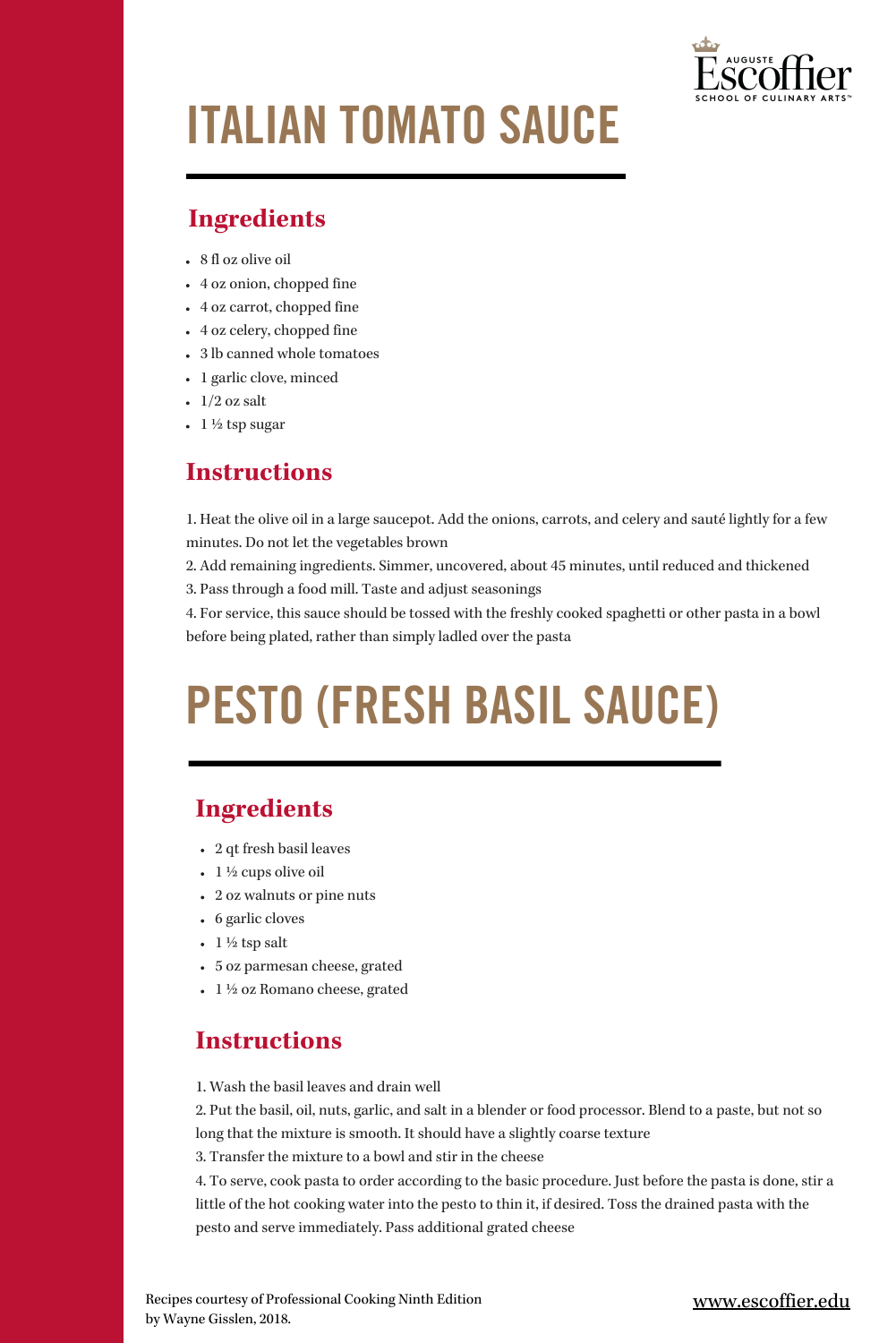# ITALIAN TOMATO SAUCE

## Ingredients

- 8 fl oz olive oil
- 4 oz onion, chopped fine
- 4 oz carrot, chopped fine
- 4 oz celery, chopped fine
- 3 lb canned whole tomatoes
- 1 garlic clove, minced
- 1/2 oz salt
- 1 ½ tsp sugar

## Instructions

1. Heat the olive oil in a large saucepot. Add the onions, carrots, and celery and sauté lightly for a few minutes. Do not let the vegetables brown
2. Add remaining ingredients. Simmer, uncovered, about 45 minutes, until reduced and thickened
3. Pass through a food mill. Taste and adjust seasonings
4. For service, this sauce should be tossed with the freshly cooked spaghetti or other pasta in a bowl before being plated, rather than simply ladled over the pasta

# PESTO (FRESH BASIL SAUCE)

## Ingredients

- 2 qt fresh basil leaves
- 1 ½ cups olive oil
- 2 oz walnuts or pine nuts
- 6 garlic cloves
- 1 ½ tsp salt
- 5 oz parmesan cheese, grated
- 1 ½ oz Romano cheese, grated

## Instructions

1. Wash the basil leaves and drain well
2. Put the basil, oil, nuts, garlic, and salt in a blender or food processor. Blend to a paste, but not so long that the mixture is smooth. It should have a slightly coarse texture
3. Transfer the mixture to a bowl and stir in the cheese
4. To serve, cook pasta to order according to the basic procedure. Just before the pasta is done, stir a little of the hot cooking water into the pesto to thin it, if desired. Toss the drained pasta with the pesto and serve immediately. Pass additional grated cheese

Recipes courtesy of Professional Cooking Ninth Edition by Wayne Gisslen, 2018.

www.escoffier.edu